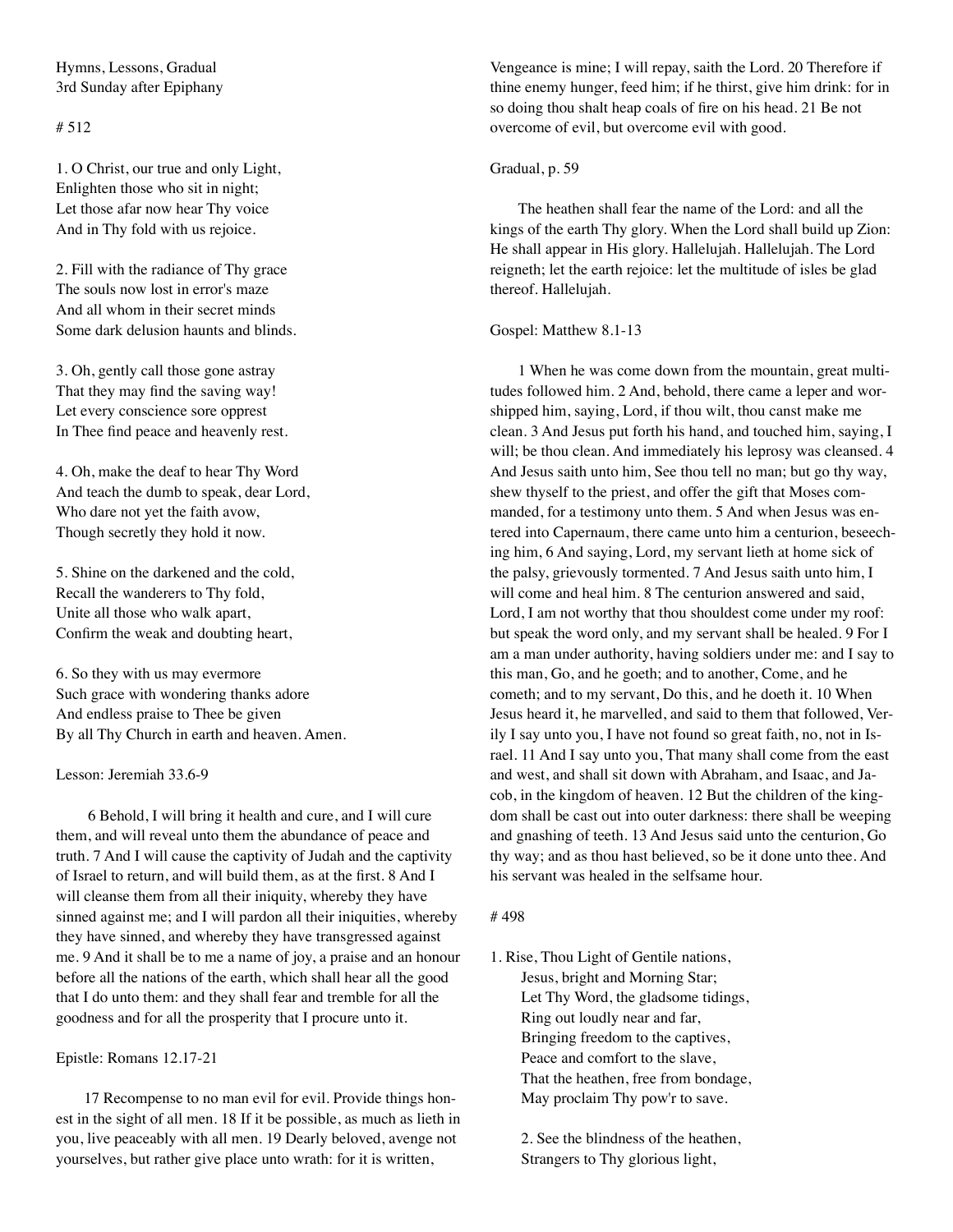Hymns, Lessons, Gradual
3rd Sunday after Epiphany

# 512

1. O Christ, our true and only Light,
Enlighten those who sit in night;
Let those afar now hear Thy voice
And in Thy fold with us rejoice.

2. Fill with the radiance of Thy grace
The souls now lost in error's maze
And all whom in their secret minds
Some dark delusion haunts and blinds.

3. Oh, gently call those gone astray
That they may find the saving way!
Let every conscience sore opprest
In Thee find peace and heavenly rest.

4. Oh, make the deaf to hear Thy Word
And teach the dumb to speak, dear Lord,
Who dare not yet the faith avow,
Though secretly they hold it now.

5. Shine on the darkened and the cold,
Recall the wanderers to Thy fold,
Unite all those who walk apart,
Confirm the weak and doubting heart,

6. So they with us may evermore
Such grace with wondering thanks adore
And endless praise to Thee be given
By all Thy Church in earth and heaven. Amen.

Lesson: Jeremiah 33.6-9

6 Behold, I will bring it health and cure, and I will cure them, and will reveal unto them the abundance of peace and truth. 7 And I will cause the captivity of Judah and the captivity of Israel to return, and will build them, as at the first. 8 And I will cleanse them from all their iniquity, whereby they have sinned against me; and I will pardon all their iniquities, whereby they have sinned, and whereby they have transgressed against me. 9 And it shall be to me a name of joy, a praise and an honour before all the nations of the earth, which shall hear all the good that I do unto them: and they shall fear and tremble for all the goodness and for all the prosperity that I procure unto it.

Epistle: Romans 12.17-21

17 Recompense to no man evil for evil. Provide things honest in the sight of all men. 18 If it be possible, as much as lieth in you, live peaceably with all men. 19 Dearly beloved, avenge not yourselves, but rather give place unto wrath: for it is written, Vengeance is mine; I will repay, saith the Lord. 20 Therefore if thine enemy hunger, feed him; if he thirst, give him drink: for in so doing thou shalt heap coals of fire on his head. 21 Be not overcome of evil, but overcome evil with good.

Gradual, p. 59

The heathen shall fear the name of the Lord: and all the kings of the earth Thy glory. When the Lord shall build up Zion: He shall appear in His glory. Hallelujah. Hallelujah. The Lord reigneth; let the earth rejoice: let the multitude of isles be glad thereof. Hallelujah.

Gospel: Matthew 8.1-13

1 When he was come down from the mountain, great multitudes followed him. 2 And, behold, there came a leper and worshipped him, saying, Lord, if thou wilt, thou canst make me clean. 3 And Jesus put forth his hand, and touched him, saying, I will; be thou clean. And immediately his leprosy was cleansed. 4 And Jesus saith unto him, See thou tell no man; but go thy way, shew thyself to the priest, and offer the gift that Moses commanded, for a testimony unto them. 5 And when Jesus was entered into Capernaum, there came unto him a centurion, beseeching him, 6 And saying, Lord, my servant lieth at home sick of the palsy, grievously tormented. 7 And Jesus saith unto him, I will come and heal him. 8 The centurion answered and said, Lord, I am not worthy that thou shouldest come under my roof: but speak the word only, and my servant shall be healed. 9 For I am a man under authority, having soldiers under me: and I say to this man, Go, and he goeth; and to another, Come, and he cometh; and to my servant, Do this, and he doeth it. 10 When Jesus heard it, he marvelled, and said to them that followed, Verily I say unto you, I have not found so great faith, no, not in Israel. 11 And I say unto you, That many shall come from the east and west, and shall sit down with Abraham, and Isaac, and Jacob, in the kingdom of heaven. 12 But the children of the kingdom shall be cast out into outer darkness: there shall be weeping and gnashing of teeth. 13 And Jesus said unto the centurion, Go thy way; and as thou hast believed, so be it done unto thee. And his servant was healed in the selfsame hour.

# 498

1. Rise, Thou Light of Gentile nations,
Jesus, bright and Morning Star;
Let Thy Word, the gladsome tidings,
Ring out loudly near and far,
Bringing freedom to the captives,
Peace and comfort to the slave,
That the heathen, free from bondage,
May proclaim Thy pow'r to save.

2. See the blindness of the heathen,
Strangers to Thy glorious light,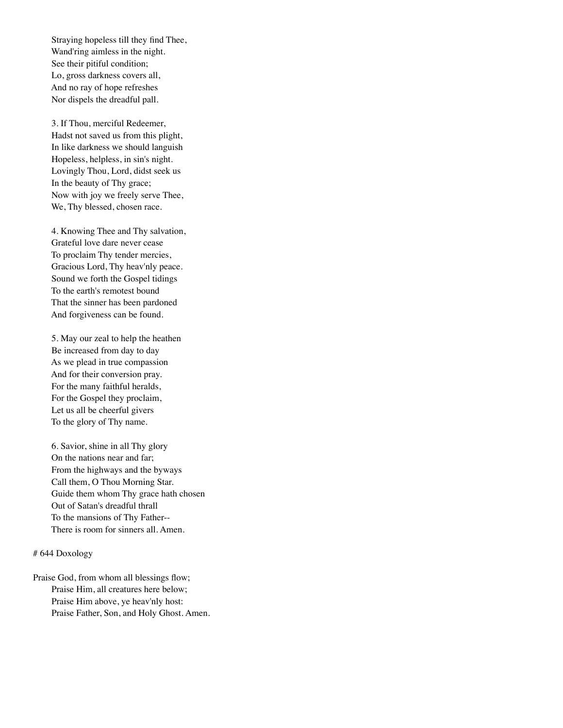Straying hopeless till they find Thee,  
Wand'ring aimless in the night.  
See their pitiful condition;  
Lo, gross darkness covers all,  
And no ray of hope refreshes  
Nor dispels the dreadful pall.

3. If Thou, merciful Redeemer,  
Hadst not saved us from this plight,  
In like darkness we should languish  
Hopeless, helpless, in sin's night.  
Lovingly Thou, Lord, didst seek us  
In the beauty of Thy grace;  
Now with joy we freely serve Thee,  
We, Thy blessed, chosen race.

4. Knowing Thee and Thy salvation,  
Grateful love dare never cease  
To proclaim Thy tender mercies,  
Gracious Lord, Thy heav'nly peace.  
Sound we forth the Gospel tidings  
To the earth's remotest bound  
That the sinner has been pardoned  
And forgiveness can be found.

5. May our zeal to help the heathen  
Be increased from day to day  
As we plead in true compassion  
And for their conversion pray.  
For the many faithful heralds,  
For the Gospel they proclaim,  
Let us all be cheerful givers  
To the glory of Thy name.

6. Savior, shine in all Thy glory  
On the nations near and far;  
From the highways and the byways  
Call them, O Thou Morning Star.  
Guide them whom Thy grace hath chosen  
Out of Satan's dreadful thrall  
To the mansions of Thy Father--  
There is room for sinners all. Amen.

# 644 Doxology

Praise God, from whom all blessings flow;  
Praise Him, all creatures here below;  
Praise Him above, ye heav'nly host:  
Praise Father, Son, and Holy Ghost. Amen.